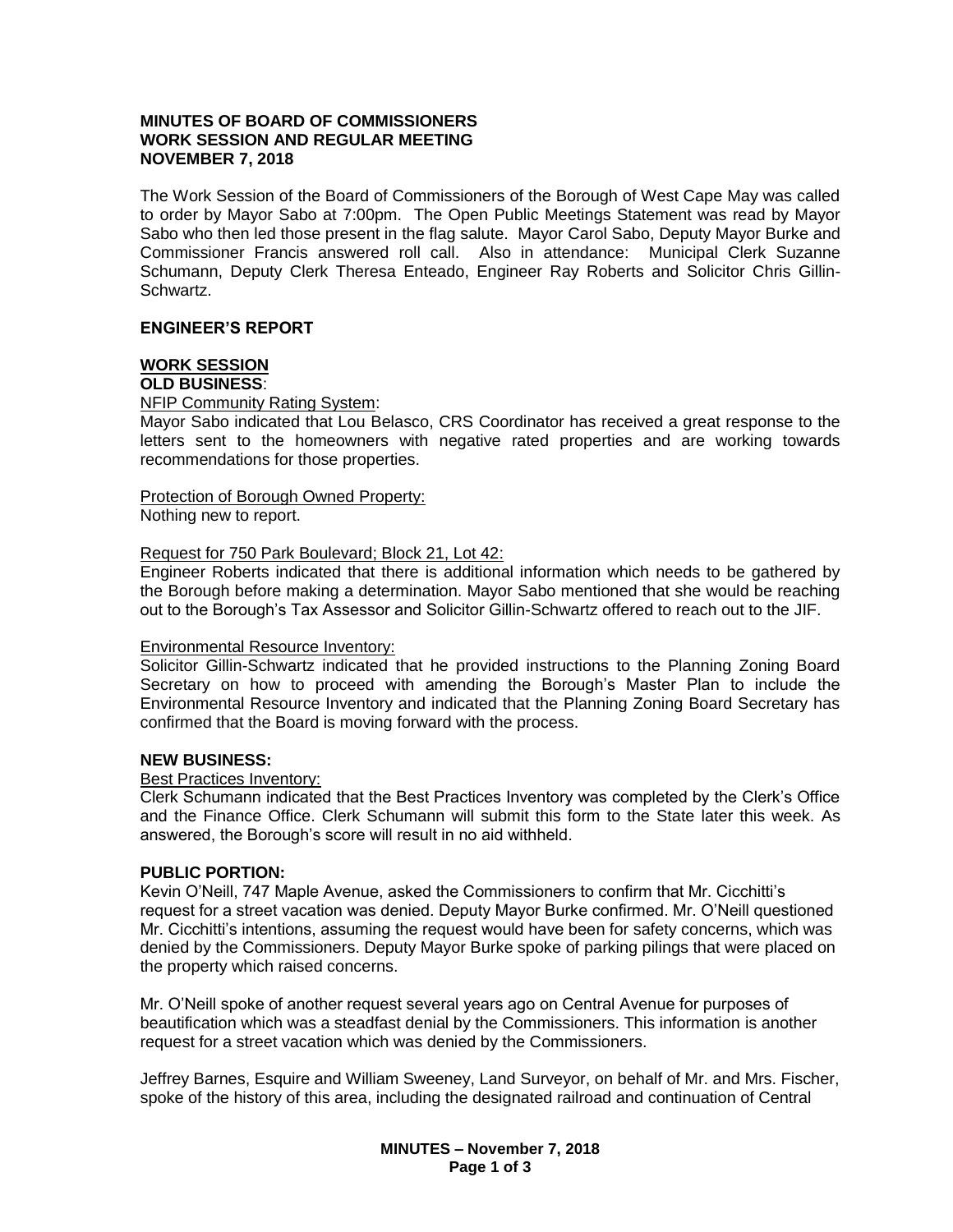**MINUTES OF BOARD OF COMMISSIONERS**
**WORK SESSION AND REGULAR MEETING**
**NOVEMBER 7, 2018**

The Work Session of the Board of Commissioners of the Borough of West Cape May was called to order by Mayor Sabo at 7:00pm. The Open Public Meetings Statement was read by Mayor Sabo who then led those present in the flag salute. Mayor Carol Sabo, Deputy Mayor Burke and Commissioner Francis answered roll call. Also in attendance: Municipal Clerk Suzanne Schumann, Deputy Clerk Theresa Enteado, Engineer Ray Roberts and Solicitor Chris Gillin-Schwartz.

**ENGINEER'S REPORT**

**WORK SESSION**

**OLD BUSINESS**:

NFIP Community Rating System:
Mayor Sabo indicated that Lou Belasco, CRS Coordinator has received a great response to the letters sent to the homeowners with negative rated properties and are working towards recommendations for those properties.

Protection of Borough Owned Property:
Nothing new to report.

Request for 750 Park Boulevard; Block 21, Lot 42:
Engineer Roberts indicated that there is additional information which needs to be gathered by the Borough before making a determination. Mayor Sabo mentioned that she would be reaching out to the Borough's Tax Assessor and Solicitor Gillin-Schwartz offered to reach out to the JIF.

Environmental Resource Inventory:
Solicitor Gillin-Schwartz indicated that he provided instructions to the Planning Zoning Board Secretary on how to proceed with amending the Borough's Master Plan to include the Environmental Resource Inventory and indicated that the Planning Zoning Board Secretary has confirmed that the Board is moving forward with the process.

**NEW BUSINESS:**

Best Practices Inventory:
Clerk Schumann indicated that the Best Practices Inventory was completed by the Clerk's Office and the Finance Office. Clerk Schumann will submit this form to the State later this week. As answered, the Borough's score will result in no aid withheld.

**PUBLIC PORTION:**

Kevin O'Neill, 747 Maple Avenue, asked the Commissioners to confirm that Mr. Cicchitti's request for a street vacation was denied. Deputy Mayor Burke confirmed. Mr. O'Neill questioned Mr. Cicchitti's intentions, assuming the request would have been for safety concerns, which was denied by the Commissioners. Deputy Mayor Burke spoke of parking pilings that were placed on the property which raised concerns.

Mr. O'Neill spoke of another request several years ago on Central Avenue for purposes of beautification which was a steadfast denial by the Commissioners. This information is another request for a street vacation which was denied by the Commissioners.

Jeffrey Barnes, Esquire and William Sweeney, Land Surveyor, on behalf of Mr. and Mrs. Fischer, spoke of the history of this area, including the designated railroad and continuation of Central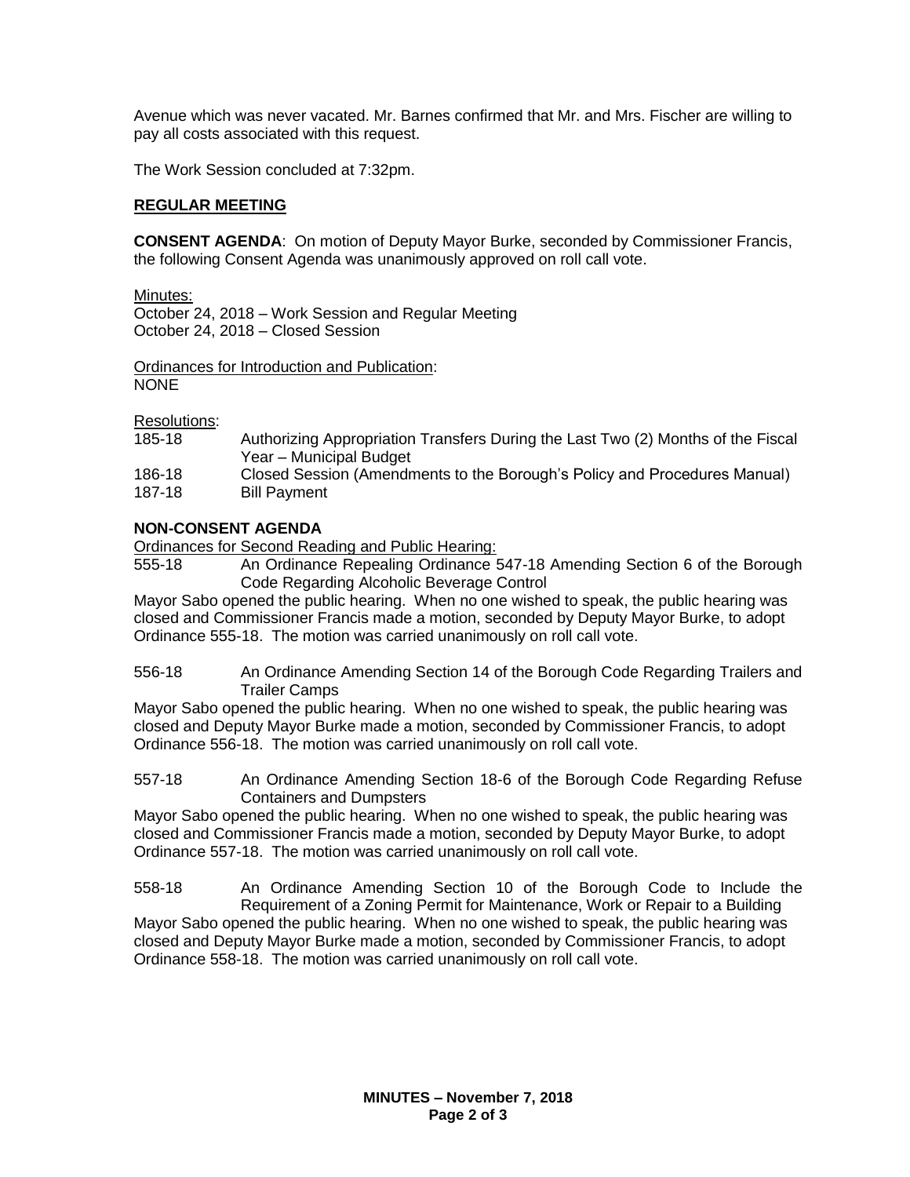Avenue which was never vacated. Mr. Barnes confirmed that Mr. and Mrs. Fischer are willing to pay all costs associated with this request.

The Work Session concluded at 7:32pm.

## REGULAR MEETING

**CONSENT AGENDA**: On motion of Deputy Mayor Burke, seconded by Commissioner Francis, the following Consent Agenda was unanimously approved on roll call vote.

Minutes:
October 24, 2018 – Work Session and Regular Meeting
October 24, 2018 – Closed Session

Ordinances for Introduction and Publication:
NONE

Resolutions:

185-18 Authorizing Appropriation Transfers During the Last Two (2) Months of the Fiscal Year – Municipal Budget
186-18 Closed Session (Amendments to the Borough's Policy and Procedures Manual)
187-18 Bill Payment

**NON-CONSENT AGENDA**

Ordinances for Second Reading and Public Hearing:

555-18 An Ordinance Repealing Ordinance 547-18 Amending Section 6 of the Borough Code Regarding Alcoholic Beverage Control

Mayor Sabo opened the public hearing. When no one wished to speak, the public hearing was closed and Commissioner Francis made a motion, seconded by Deputy Mayor Burke, to adopt Ordinance 555-18. The motion was carried unanimously on roll call vote.

556-18 An Ordinance Amending Section 14 of the Borough Code Regarding Trailers and Trailer Camps

Mayor Sabo opened the public hearing. When no one wished to speak, the public hearing was closed and Deputy Mayor Burke made a motion, seconded by Commissioner Francis, to adopt Ordinance 556-18. The motion was carried unanimously on roll call vote.

557-18 An Ordinance Amending Section 18-6 of the Borough Code Regarding Refuse Containers and Dumpsters

Mayor Sabo opened the public hearing. When no one wished to speak, the public hearing was closed and Commissioner Francis made a motion, seconded by Deputy Mayor Burke, to adopt Ordinance 557-18. The motion was carried unanimously on roll call vote.

558-18 An Ordinance Amending Section 10 of the Borough Code to Include the Requirement of a Zoning Permit for Maintenance, Work or Repair to a Building

Mayor Sabo opened the public hearing. When no one wished to speak, the public hearing was closed and Deputy Mayor Burke made a motion, seconded by Commissioner Francis, to adopt Ordinance 558-18. The motion was carried unanimously on roll call vote.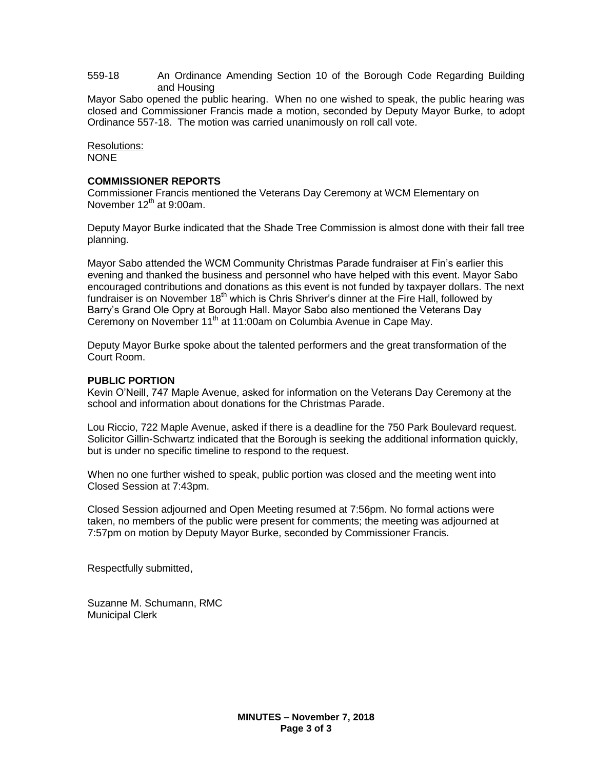559-18 An Ordinance Amending Section 10 of the Borough Code Regarding Building and Housing

Mayor Sabo opened the public hearing. When no one wished to speak, the public hearing was closed and Commissioner Francis made a motion, seconded by Deputy Mayor Burke, to adopt Ordinance 557-18. The motion was carried unanimously on roll call vote.

Resolutions:
NONE

**COMMISSIONER REPORTS**

Commissioner Francis mentioned the Veterans Day Ceremony at WCM Elementary on November 12th at 9:00am.

Deputy Mayor Burke indicated that the Shade Tree Commission is almost done with their fall tree planning.

Mayor Sabo attended the WCM Community Christmas Parade fundraiser at Fin's earlier this evening and thanked the business and personnel who have helped with this event. Mayor Sabo encouraged contributions and donations as this event is not funded by taxpayer dollars. The next fundraiser is on November 18th which is Chris Shriver's dinner at the Fire Hall, followed by Barry's Grand Ole Opry at Borough Hall. Mayor Sabo also mentioned the Veterans Day Ceremony on November 11th at 11:00am on Columbia Avenue in Cape May.

Deputy Mayor Burke spoke about the talented performers and the great transformation of the Court Room.

**PUBLIC PORTION**

Kevin O'Neill, 747 Maple Avenue, asked for information on the Veterans Day Ceremony at the school and information about donations for the Christmas Parade.

Lou Riccio, 722 Maple Avenue, asked if there is a deadline for the 750 Park Boulevard request. Solicitor Gillin-Schwartz indicated that the Borough is seeking the additional information quickly, but is under no specific timeline to respond to the request.

When no one further wished to speak, public portion was closed and the meeting went into Closed Session at 7:43pm.

Closed Session adjourned and Open Meeting resumed at 7:56pm. No formal actions were taken, no members of the public were present for comments; the meeting was adjourned at 7:57pm on motion by Deputy Mayor Burke, seconded by Commissioner Francis.

Respectfully submitted,

Suzanne M. Schumann, RMC
Municipal Clerk

**MINUTES – November 7, 2018**